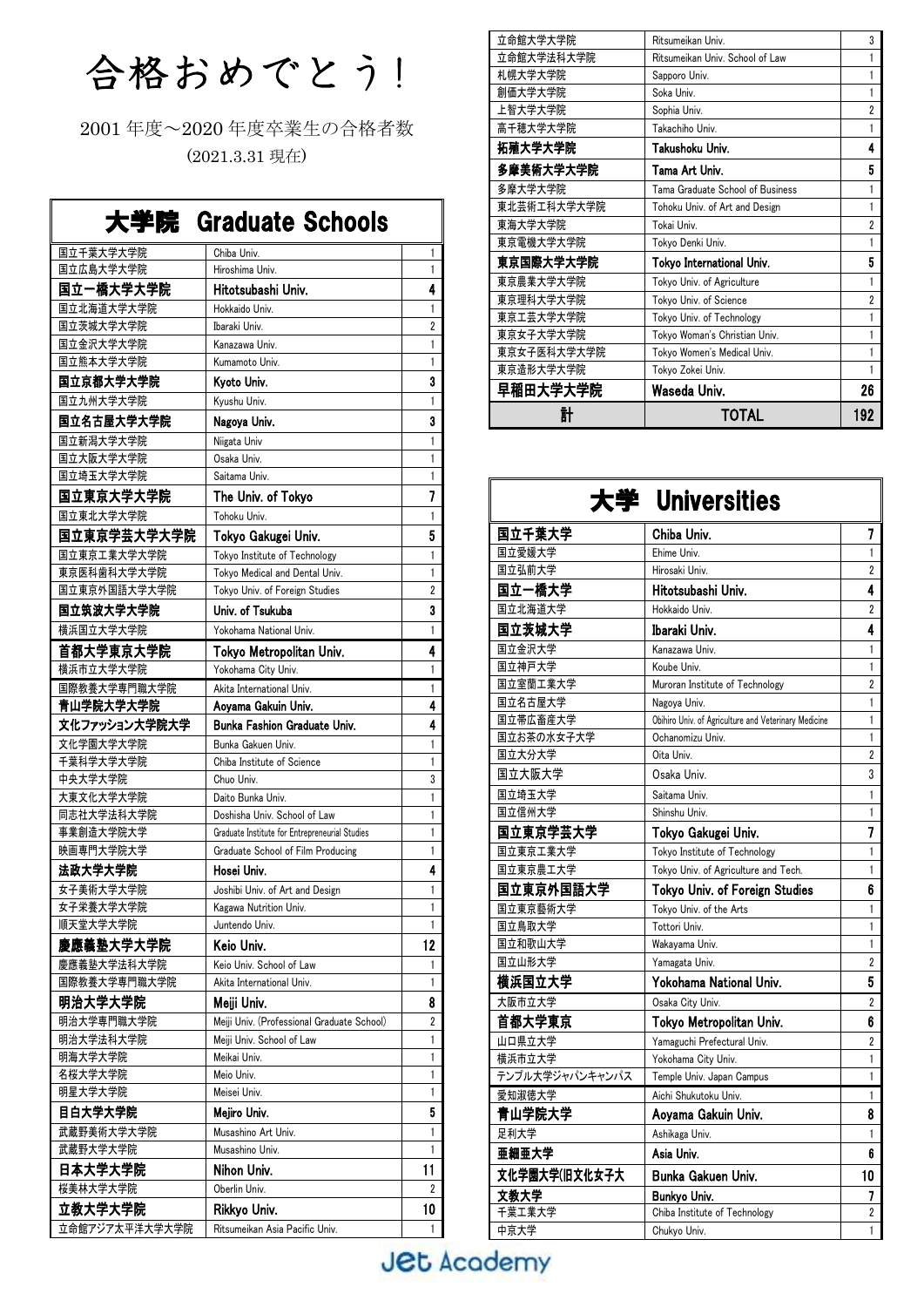# 合格おめでとう!

2001 年度～2020 年度卒業生の合格者数
(2021.3.31 現在)

## 大学院 Graduate Schools

| 大学院 | Graduate Schools | |
|---|---|---|
| 国立千葉大学大学院 | Chiba Univ. | 1 |
| 国立広島大学大学院 | Hiroshima Univ. | 1 |
| **国立一橋大学大学院** | **Hitotsubashi Univ.** | **4** |
| 国立北海道大学大学院 | Hokkaido Univ. | 1 |
| 国立茨城大学大学院 | Ibaraki Univ. | 2 |
| 国立金沢大学大学院 | Kanazawa Univ. | 1 |
| 国立熊本大学大学院 | Kumamoto Univ. | 1 |
| **国立京都大学大学院** | **Kyoto Univ.** | **3** |
| 国立九州大学大学院 | Kyushu Univ. | 1 |
| **国立名古屋大学大学院** | **Nagoya Univ.** | **3** |
| 国立新潟大学大学院 | Niigata Univ | 1 |
| 国立大阪大学大学院 | Osaka Univ. | 1 |
| 国立埼玉大学大学院 | Saitama Univ. | 1 |
| **国立東京大学大学院** | **The Univ. of Tokyo** | **7** |
| 国立東北大学大学院 | Tohoku Univ. | 1 |
| **国立東京学芸大学大学院** | **Tokyo Gakugei Univ.** | **5** |
| 国立東京工業大学大学院 | Tokyo Institute of Technology | 1 |
| 東京医科歯科大学大学院 | Tokyo Medical and Dental Univ. | 1 |
| 国立東京外国語大学大学院 | Tokyo Univ. of Foreign Studies | 2 |
| **国立筑波大学大学院** | **Univ. of Tsukuba** | **3** |
| 横浜国立大学大学院 | Yokohama National Univ. | 1 |
| **首都大学東京大学院** | **Tokyo Metropolitan Univ.** | **4** |
| 横浜市立大学大学院 | Yokohama City Univ. | 1 |
| 国際教養大学専門職大学院 | Akita International Univ. | 1 |
| **青山学院大学大学院** | **Aoyama Gakuin Univ.** | **4** |
| **文化ファッション大学院大学** | **Bunka Fashion Graduate Univ.** | **4** |
| 文化学園大学大学院 | Bunka Gakuen Univ. | 1 |
| 千葉科学大学大学院 | Chiba Institute of Science | 1 |
| 中央大学大学院 | Chuo Univ. | 3 |
| 大東文化大学大学院 | Daito Bunka Univ. | 1 |
| 同志社大学法科大学院 | Doshisha Univ. School of Law | 1 |
| 事業創造大学院大学 | Graduate Institute for Entrepreneurial Studies | 1 |
| 映画専門大学院大学 | Graduate School of Film Producing | 1 |
| **法政大学大学院** | **Hosei Univ.** | **4** |
| 女子美術大学大学院 | Joshibi Univ. of Art and Design | 1 |
| 女子栄養大学大学院 | Kagawa Nutrition Univ. | 1 |
| 順天堂大学大学院 | Juntendo Univ. | 1 |
| **慶應義塾大学大学院** | **Keio Univ.** | **12** |
| 慶應義塾大学法科大学院 | Keio Univ. School of Law | 1 |
| 国際教養大学専門職大学院 | Akita International Univ. | 1 |
| **明治大学大学院** | **Meiji Univ.** | **8** |
| 明治大学専門職大学院 | Meiji Univ. (Professional Graduate School) | 2 |
| 明治大学法科大学院 | Meiji Univ. School of Law | 1 |
| 明海大学大学院 | Meikai Univ. | 1 |
| 名桜大学大学院 | Meio Univ. | 1 |
| 明星大学大学院 | Meisei Univ. | 1 |
| **目白大学大学院** | **Mejiro Univ.** | **5** |
| 武蔵野美術大学大学院 | Musashino Art Univ. | 1 |
| 武蔵野大学大学院 | Musashino Univ. | 1 |
| **日本大学大学院** | **Nihon Univ.** | **11** |
| 桜美林大学大学院 | Oberlin Univ. | 2 |
| **立教大学大学院** | **Rikkyo Univ.** | **10** |
| 立命館アジア太平洋大学大学院 | Ritsumeikan Asia Pacific Univ. | 1 |
| 立命館大学大学院 | Ritsumeikan Univ. | 3 |
| 立命館大学法科大学院 | Ritsumeikan Univ. School of Law | 1 |
| 札幌大学大学院 | Sapporo Univ. | 1 |
| 創価大学大学院 | Soka Univ. | 1 |
| 上智大学大学院 | Sophia Univ. | 2 |
| 高千穂大学大学院 | Takachiho Univ. | 1 |
| **拓殖大学大学院** | **Takushoku Univ.** | **4** |
| **多摩美術大学大学院** | **Tama Art Univ.** | **5** |
| 多摩大学大学院 | Tama Graduate School of Business | 1 |
| 東北芸術工科大学大学院 | Tohoku Univ. of Art and Design | 1 |
| 東海大学大学院 | Tokai Univ. | 2 |
| 東京電機大学大学院 | Tokyo Denki Univ. | 1 |
| **東京国際大学大学院** | **Tokyo International Univ.** | **5** |
| 東京農業大学大学院 | Tokyo Univ. of Agriculture | 1 |
| 東京理科大学大学院 | Tokyo Univ. of Science | 2 |
| 東京工芸大学大学院 | Tokyo Univ. of Technology | 1 |
| 東京女子大学大学院 | Tokyo Woman's Christian Univ. | 1 |
| 東京女子医科大学大学院 | Tokyo Women's Medical Univ. | 1 |
| 東京造形大学大学院 | Tokyo Zokei Univ. | 1 |
| **早稲田大学大学院** | **Waseda Univ.** | **26** |
| **計** | **TOTAL** | **192** |

## 大学 Universities

| 大学 | Universities | |
|---|---|---|
| **国立千葉大学** | **Chiba Univ.** | **7** |
| 国立愛媛大学 | Ehime Univ. | 1 |
| 国立弘前大学 | Hirosaki Univ. | 2 |
| **国立一橋大学** | **Hitotsubashi Univ.** | **4** |
| 国立北海道大学 | Hokkaido Univ. | 2 |
| **国立茨城大学** | **Ibaraki Univ.** | **4** |
| 国立金沢大学 | Kanazawa Univ. | 1 |
| 国立神戸大学 | Koube Univ. | 1 |
| 国立室蘭工業大学 | Muroran Institute of Technology | 2 |
| 国立名古屋大学 | Nagoya Univ. | 1 |
| 国立帯広畜産大学 | Obihiro Univ. of Agriculture and Veterinary Medicine | 1 |
| 国立お茶の水女子大学 | Ochanomizu Univ. | 1 |
| 国立大分大学 | Oita Univ. | 2 |
| 国立大阪大学 | Osaka Univ. | 3 |
| 国立埼玉大学 | Saitama Univ. | 1 |
| 国立信州大学 | Shinshu Univ. | 1 |
| **国立東京学芸大学** | **Tokyo Gakugei Univ.** | **7** |
| 国立東京工業大学 | Tokyo Institute of Technology | 1 |
| 国立東京農工大学 | Tokyo Univ. of Agriculture and Tech. | 1 |
| **国立東京外国語大学** | **Tokyo Univ. of Foreign Studies** | **6** |
| 国立東京藝術大学 | Tokyo Univ. of the Arts | 1 |
| 国立鳥取大学 | Tottori Univ. | 1 |
| 国立和歌山大学 | Wakayama Univ. | 1 |
| 国立山形大学 | Yamagata Univ. | 2 |
| **横浜国立大学** | **Yokohama National Univ.** | **5** |
| 大阪市立大学 | Osaka City Univ. | 2 |
| **首都大学東京** | **Tokyo Metropolitan Univ.** | **6** |
| 山口県立大学 | Yamaguchi Prefectural Univ. | 2 |
| 横浜市立大学 | Yokohama City Univ. | 1 |
| テンプル大学ジャパンキャンパス | Temple Univ. Japan Campus | 1 |
| 愛知淑徳大学 | Aichi Shukutoku Univ. | 1 |
| **青山学院大学** | **Aoyama Gakuin Univ.** | **8** |
| 足利大学 | Ashikaga Univ. | 1 |
| **亜細亜大学** | **Asia Univ.** | **6** |
| **文化学園大学(旧文化女子大** | **Bunka Gakuen Univ.** | **10** |
| **文教大学** | **Bunkyo Univ.** | **7** |
| 千葉工業大学 | Chiba Institute of Technology | 2 |
| 中京大学 | Chukyo Univ. | 1 |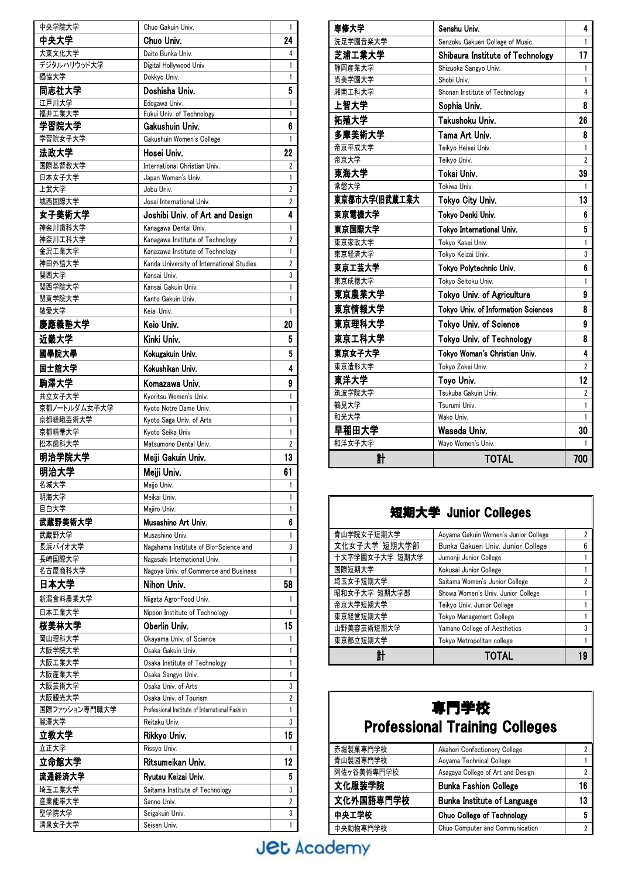| | | |
|---|---|---|
| 中央学院大学 | Chuo Gakuin Univ. | 1 |
| **中央大学** | **Chuo Univ.** | **24** |
| 大東文化大学 | Daito Bunka Univ. | 4 |
| デジタルハリウッド大学 | Digital Hollywood Univ | 1 |
| 獨協大学 | Dokkyo Univ. | 1 |
| **同志社大学** | **Doshisha Univ.** | **5** |
| 江戸川大学 | Edogawa Univ. | 1 |
| 福井工業大学 | Fukui Univ. of Technology | 1 |
| **学習院大学** | **Gakushuin Univ.** | **6** |
| 学習院女子大学 | Gakushuin Women's College | 1 |
| **法政大学** | **Hosei Univ.** | **22** |
| 国際基督教大学 | International Christian Univ. | 2 |
| 日本女子大学 | Japan Women's Univ. | 1 |
| 上武大学 | Jobu Univ. | 2 |
| 城西国際大学 | Josai International Univ. | 2 |
| **女子美術大学** | **Joshibi Univ. of Art and Design** | **4** |
| 神奈川歯科大学 | Kanagawa Dental Univ. | 1 |
| 神奈川工科大学 | Kanagawa Institute of Technology | 2 |
| 金沢工業大学 | Kanazawa Institute of Technology | 1 |
| 神田外語大学 | Kanda University of International Studies | 2 |
| 関西大学 | Kansai Univ. | 3 |
| 関西学院大学 | Kansai Gakuin Univ. | 1 |
| 関東学院大学 | Kanto Gakuin Univ. | 1 |
| 敬愛大学 | Keiai Univ. | 1 |
| **慶應義塾大学** | **Keio Univ.** | **20** |
| **近畿大学** | **Kinki Univ.** | **5** |
| **國學院大學** | **Kokugakuin Univ.** | **5** |
| **国士舘大学** | **Kokushikan Univ.** | **4** |
| **駒澤大学** | **Komazawa Univ.** | **9** |
| 共立女子大学 | Kyoritsu Women's Univ. | 1 |
| 京都ノートルダム女子大学 | Kyoto Notre Dame Univ. | 1 |
| 京都嵯峨芸術大学 | Kyoto Saga Univ. of Arts | 1 |
| 京都精華大学 | Kyoto Seika Univ | 1 |
| 松本歯科大学 | Matsumono Dental Univ. | 2 |
| **明治学院大学** | **Meiji Gakuin Univ.** | **13** |
| **明治大学** | **Meiji Univ.** | **61** |
| 名城大学 | Meijo Univ. | 1 |
| 明海大学 | Meikai Univ. | 1 |
| 目白大学 | Mejiro Univ. | 1 |
| **武蔵野美術大学** | **Musashino Art Univ.** | **6** |
| 武蔵野大学 | Musashino Univ. | 1 |
| 長浜バイオ大学 | Nagahama Institute of Bio-Science and | 3 |
| 長崎国際大学 | Nagasaki International Univ. | 1 |
| 名古屋商科大学 | Nagoya Univ. of Commerce and Business | 1 |
| **日本大学** | **Nihon Univ.** | **58** |
| 新潟食料農業大学 | Niigata Agro-Food Univ. | 1 |
| 日本工業大学 | Nippon Institute of Technology | 1 |
| **桜美林大学** | **Oberlin Univ.** | **15** |
| 岡山理科大学 | Okayama Univ. of Science | 1 |
| 大阪学院大学 | Osaka Gakuin Univ. | 1 |
| 大阪工業大学 | Osaka Institute of Technology | 1 |
| 大阪産業大学 | Osaka Sangyo Univ. | 1 |
| 大阪芸術大学 | Osaka Univ. of Arts | 3 |
| 大阪観光大学 | Osaka Univ. of Tourism | 2 |
| 国際ファッション専門職大学 | Professional Institute of International Fashion | 1 |
| 麗澤大学 | Reitaku Univ. | 3 |
| **立教大学** | **Rikkyo Univ.** | **15** |
| 立正大学 | Rissyo Univ. | 1 |
| **立命館大学** | **Ritsumeikan Univ.** | **12** |
| **流通経済大学** | **Ryutsu Keizai Univ.** | **5** |
| 埼玉工業大学 | Saitama Institute of Technology | 3 |
| 産業能率大学 | Sanno Univ. | 2 |
| 聖学院大学 | Seigakuin Univ. | 3 |
| 清泉女子大学 | Seisen Univ. | 1 |
| **専修大学** | **Senshu Univ.** | **4** |
| 洗足学園音楽大学 | Senzoku Gakuen College of Music | 1 |
| **芝浦工業大学** | **Shibaura Institute of Technology** | **17** |
| 静岡産業大学 | Shizuoka Sangyo Univ. | 1 |
| 尚美学園大学 | Shobi Univ. | 1 |
| 湘南工科大学 | Shonan Institute of Technology | 4 |
| **上智大学** | **Sophia Univ.** | **8** |
| **拓殖大学** | **Takushoku Univ.** | **26** |
| **多摩美術大学** | **Tama Art Univ.** | **8** |
| 帝京平成大学 | Teikyo Heisei Univ. | 1 |
| 帝京大学 | Teikyo Univ. | 2 |
| **東海大学** | **Tokai Univ.** | **39** |
| 常磐大学 | Tokiwa Univ. | 1 |
| **東京都市大学(旧武蔵工業大** | **Tokyo City Univ.** | **13** |
| **東京電機大学** | **Tokyo Denki Univ.** | **6** |
| **東京国際大学** | **Tokyo International Univ.** | **5** |
| 東京家政大学 | Tokyo Kasei Univ. | 1 |
| 東京経済大学 | Tokyo Keizai Univ. | 3 |
| **東京工芸大学** | **Tokyo Polytechnic Univ.** | **6** |
| 東京成徳大学 | Tokyo Seitoku Univ. | 1 |
| **東京農業大学** | **Tokyo Univ. of Agriculture** | **9** |
| **東京情報大学** | **Tokyo Univ. of Information Sciences** | **8** |
| **東京理科大学** | **Tokyo Univ. of Science** | **9** |
| **東京工科大学** | **Tokyo Univ. of Technology** | **8** |
| **東京女子大学** | **Tokyo Woman's Christian Univ.** | **4** |
| 東京造形大学 | Tokyo Zokei Univ. | 2 |
| **東洋大学** | **Toyo Univ.** | **12** |
| 筑波学院大学 | Tsukuba Gakuin Univ. | 2 |
| 鶴見大学 | Tsurumi Univ. | 1 |
| 和光大学 | Wako Univ. | 1 |
| **早稲田大学** | **Waseda Univ.** | **30** |
| 和洋女子大学 | Wayo Women's Univ. | 1 |
| **計** | **TOTAL** | **700** |

## 短期大学 Junior Colleges

| | | |
|---|---|---|
| 青山学院女子短期大学 | Aoyama Gakuin Women's Junior College | 2 |
| 文化女子大学 短期大学部 | Bunka Gakuen Univ. Junior College | 6 |
| 十文字学園女子大学 短期大学 | Jumonji Junior College | 1 |
| 国際短期大学 | Kokusai Junior College | 1 |
| 埼玉女子短期大学 | Saitama Women's Junior College | 2 |
| 昭和女子大学 短期大学部 | Showa Women's Univ. Junior College | 1 |
| 帝京大学短期大学 | Teikyo Univ. Junior College | 1 |
| 東京経営短期大学 | Tokyo Management College | 1 |
| 山野美容芸術短期大学 | Yamano College of Aesthetics | 3 |
| 東京都立短期大学 | Tokyo Metropolitan college | 1 |
| **計** | **TOTAL** | **19** |

## 専門学校 Professional Training Colleges

| | | |
|---|---|---|
| 赤堀製菓専門学校 | Akahori Confectionery College | 2 |
| 青山製図専門学校 | Aoyama Technical College | 1 |
| 阿佐ヶ谷美術専門学校 | Asagaya College of Art and Design | 2 |
| **文化服装学院** | **Bunka Fashion College** | **16** |
| **文化外国語専門学校** | **Bunka Institute of Language** | **13** |
| **中央工学校** | **Chuo College of Technology** | **5** |
| 中央動物専門学校 | Chuo Computer and Communication | 2 |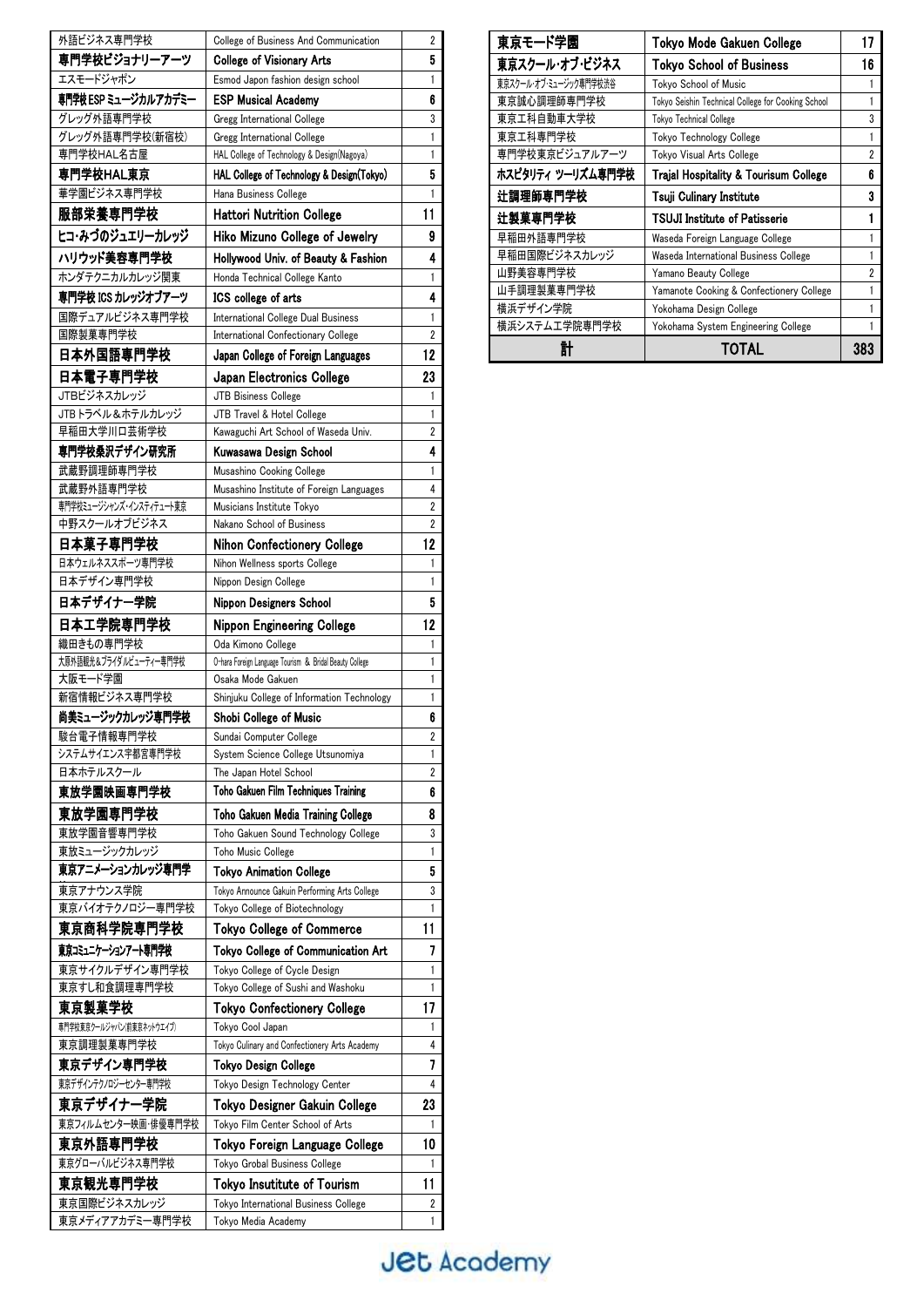| | | |
|---|---|---|
| 外語ビジネス専門学校 | College of Business And Communication | 2 |
| **専門学校ビジョナリーアーツ** | **College of Visionary Arts** | **5** |
| エスモードジャポン | Esmod Japon fashion design school | 1 |
| **専門学校ESPミュージカルアカデミー** | **ESP Musical Academy** | **6** |
| グレッグ外語専門学校 | Gregg International College | 3 |
| グレッグ外語専門学校(新宿校) | Gregg International College | 1 |
| 専門学校HAL名古屋 | HAL College of Technology & Design(Nagoya) | 1 |
| **専門学校HAL東京** | **HAL College of Technology & Design(Tokyo)** | **5** |
| 華学園ビジネス専門学校 | Hana Business College | 1 |
| **服部栄養専門学校** | **Hattori Nutrition College** | **11** |
| **ヒコ･みづのジュエリーカレッジ** | **Hiko Mizuno College of Jewelry** | **9** |
| **ハリウッド美容専門学校** | **Hollywood Univ. of Beauty & Fashion** | **4** |
| ホンダテクニカルカレッジ関東 | Honda Technical College Kanto | 1 |
| **専門学校ICSカレッジオブアーツ** | **ICS college of arts** | **4** |
| 国際デュアルビジネス専門学校 | International College Dual Business | 1 |
| 国際製菓専門学校 | International Confectionary College | 2 |
| **日本外国語専門学校** | **Japan College of Foreign Languages** | **12** |
| **日本電子専門学校** | **Japan Electronics College** | **23** |
| JTBビジネスカレッジ | JTB Bisiness College | 1 |
| JTBトラベル＆ホテルカレッジ | JTB Travel & Hotel College | 1 |
| 早稲田大学川口芸術学校 | Kawaguchi Art School of Waseda Univ. | 2 |
| **専門学校桑沢デザイン研究所** | **Kuwasawa Design School** | **4** |
| 武蔵野調理師専門学校 | Musashino Cooking College | 1 |
| 武蔵野外語専門学校 | Musashino Institute of Foreign Languages | 4 |
| 専門学校ミュージシャンズ･インスティテュート東京 | Musicians Institute Tokyo | 2 |
| 中野スクールオブビジネス | Nakano School of Business | 2 |
| **日本菓子専門学校** | **Nihon Confectionery College** | **12** |
| 日本ウェルネススポーツ専門学校 | Nihon Wellness sports College | 1 |
| 日本デザイン専門学校 | Nippon Design College | 1 |
| **日本デザイナー学院** | **Nippon Designers School** | **5** |
| **日本工学院専門学校** | **Nippon Engineering College** | **12** |
| 織田きもの専門学校 | Oda Kimono College | 1 |
| 大原外語観光&ブライダルビューティー専門学校 | O-hara Foreign Language Tourism & Bridal Beauty College | 1 |
| 大阪モード学園 | Osaka Mode Gakuen | 1 |
| 新宿情報ビジネス専門学校 | Shinjuku College of Information Technology | 1 |
| **尚美ミュージックカレッジ専門学校** | **Shobi College of Music** | **6** |
| 駿台電子情報専門学校 | Sundai Computer College | 2 |
| システムサイエンス宇都宮専門学校 | System Science College Utsunomiya | 1 |
| 日本ホテルスクール | The Japan Hotel School | 2 |
| **東放学園映画専門学校** | **Toho Gakuen Film Techniques Training** | **6** |
| **東放学園専門学校** | **Toho Gakuen Media Training College** | **8** |
| 東放学園音響専門学校 | Toho Gakuen Sound Technology College | 3 |
| 東放ミュージックカレッジ | Toho Music College | 1 |
| **東京アニメーションカレッジ専門学** | **Tokyo Animation College** | **5** |
| 東京アナウンス学院 | Tokyo Announce Gakuin Performing Arts College | 3 |
| 東京バイオテクノロジー専門学校 | Tokyo College of Biotechnology | 1 |
| **東京商科学院専門学校** | **Tokyo College of Commerce** | **11** |
| **東京コミュニケーションアート専門学校** | **Tokyo College of Communication Art** | **7** |
| 東京サイクルデザイン専門学校 | Tokyo College of Cycle Design | 1 |
| 東京すし和食調理専門学校 | Tokyo College of Sushi and Washoku | 1 |
| **東京製菓学校** | **Tokyo Confectionery College** | **17** |
| 専門学校東京クールジャパン(前東京ネットウエイブ) | Tokyo Cool Japan | 1 |
| 東京調理製菓専門学校 | Tokyo Culinary and Confectionery Arts Academy | 4 |
| **東京デザイン専門学校** | **Tokyo Design College** | **7** |
| 東京デザインテクノロジーセンター専門学校 | Tokyo Design Technology Center | 4 |
| **東京デザイナー学院** | **Tokyo Designer Gakuin College** | **23** |
| 東京フィルムセンター映画･俳優専門学校 | Tokyo Film Center School of Arts | 1 |
| **東京外語専門学校** | **Tokyo Foreign Language College** | **10** |
| 東京グローバルビジネス専門学校 | Tokyo Grobal Business College | 1 |
| **東京観光専門学校** | **Tokyo Insutitute of Tourism** | **11** |
| 東京国際ビジネスカレッジ | Tokyo International Business College | 2 |
| 東京メディアアカデミー専門学校 | Tokyo Media Academy | 1 |
| **東京モード学園** | **Tokyo Mode Gakuen College** | **17** |
| **東京スクール･オブ･ビジネス** | **Tokyo School of Business** | **16** |
| 東京スクール･オブ･ミュージック専門学校渋谷 | Tokyo School of Music | 1 |
| 東京誠心調理師専門学校 | Tokyo Seishin Technical College for Cooking School | 1 |
| 東京工科自動車大学校 | Tokyo Technical College | 3 |
| 東京工科専門学校 | Tokyo Technology College | 1 |
| 専門学校東京ビジュアルアーツ | Tokyo Visual Arts College | 2 |
| **ホスピタリティ ツーリズム専門学校** | **Trajal Hospitality & Tourisum College** | **6** |
| **辻調理師専門学校** | **Tsuji Culinary Institute** | **3** |
| **辻製菓専門学校** | **TSUJI Institute of Patisserie** | **1** |
| 早稲田外語専門学校 | Waseda Foreign Language College | 1 |
| 早稲田国際ビジネスカレッジ | Waseda International Business College | 1 |
| 山野美容専門学校 | Yamano Beauty College | 2 |
| 山手調理製菓専門学校 | Yamanote Cooking & Confectionery College | 1 |
| 横浜デザイン学院 | Yokohama Design College | 1 |
| 横浜システム工学院専門学校 | Yokohama System Engineering College | 1 |
| **計** | **TOTAL** | **383** |

Jet Academy